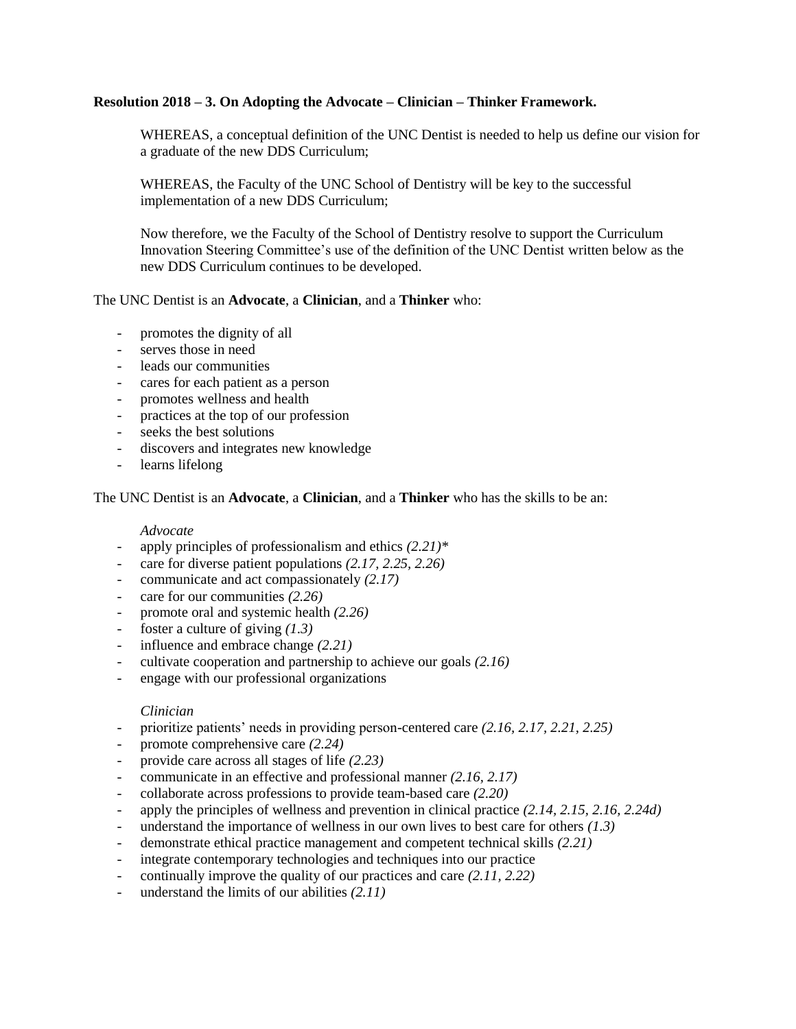**Resolution 2018 – 3. On Adopting the Advocate – Clinician – Thinker Framework.**

WHEREAS, a conceptual definition of the UNC Dentist is needed to help us define our vision for a graduate of the new DDS Curriculum;

WHEREAS, the Faculty of the UNC School of Dentistry will be key to the successful implementation of a new DDS Curriculum;

Now therefore, we the Faculty of the School of Dentistry resolve to support the Curriculum Innovation Steering Committee's use of the definition of the UNC Dentist written below as the new DDS Curriculum continues to be developed.

The UNC Dentist is an **Advocate**, a **Clinician**, and a **Thinker** who:

- promotes the dignity of all
- serves those in need
- leads our communities
- cares for each patient as a person
- promotes wellness and health
- practices at the top of our profession
- seeks the best solutions
- discovers and integrates new knowledge
- learns lifelong

The UNC Dentist is an **Advocate**, a **Clinician**, and a **Thinker** who has the skills to be an:

*Advocate*

- apply principles of professionalism and ethics *(2.21)**
- care for diverse patient populations *(2.17, 2.25, 2.26)*
- communicate and act compassionately *(2.17)*
- care for our communities *(2.26)*
- promote oral and systemic health *(2.26)*
- foster a culture of giving *(1.3)*
- influence and embrace change *(2.21)*
- cultivate cooperation and partnership to achieve our goals *(2.16)*
- engage with our professional organizations

*Clinician*

- prioritize patients' needs in providing person-centered care *(2.16, 2.17, 2.21, 2.25)*
- promote comprehensive care *(2.24)*
- provide care across all stages of life *(2.23)*
- communicate in an effective and professional manner *(2.16, 2.17)*
- collaborate across professions to provide team-based care *(2.20)*
- apply the principles of wellness and prevention in clinical practice *(2.14, 2.15, 2.16, 2.24d)*
- understand the importance of wellness in our own lives to best care for others *(1.3)*
- demonstrate ethical practice management and competent technical skills *(2.21)*
- integrate contemporary technologies and techniques into our practice
- continually improve the quality of our practices and care *(2.11, 2.22)*
- understand the limits of our abilities *(2.11)*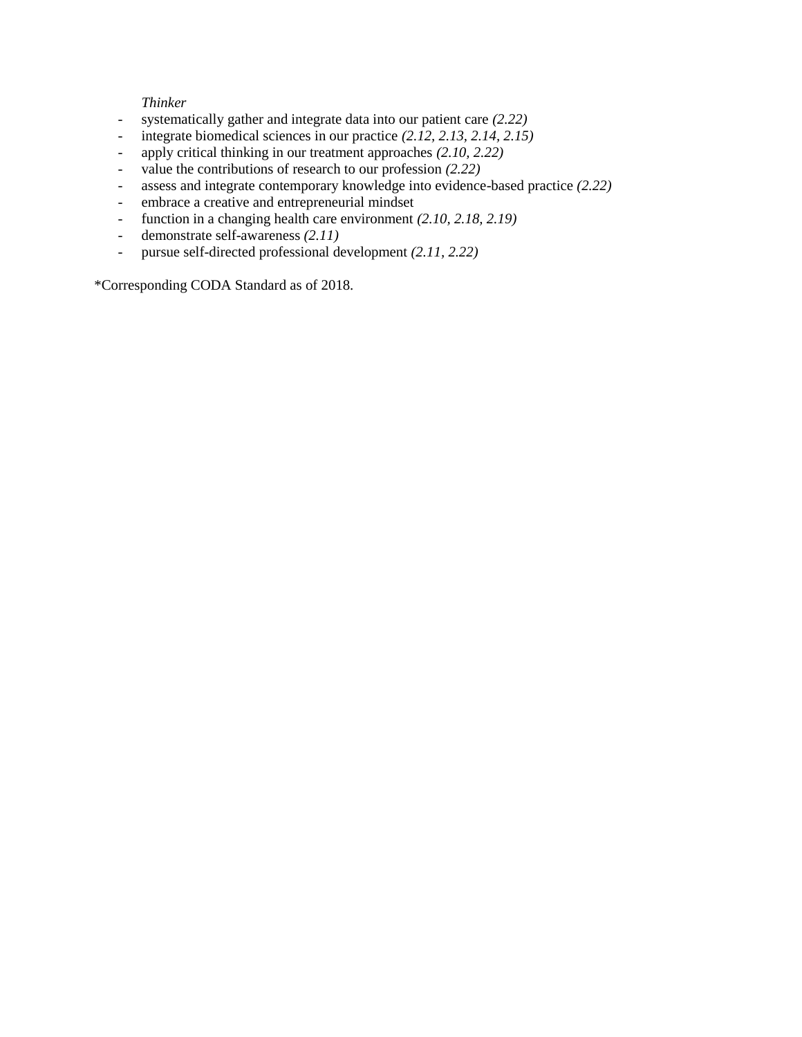*Thinker*

- systematically gather and integrate data into our patient care *(2.22)*
- integrate biomedical sciences in our practice *(2.12, 2.13, 2.14, 2.15)*
- apply critical thinking in our treatment approaches *(2.10, 2.22)*
- value the contributions of research to our profession *(2.22)*
- assess and integrate contemporary knowledge into evidence-based practice *(2.22)*
- embrace a creative and entrepreneurial mindset
- function in a changing health care environment *(2.10, 2.18, 2.19)*
- demonstrate self-awareness *(2.11)*
- pursue self-directed professional development *(2.11, 2.22)*

*Corresponding CODA Standard as of 2018.